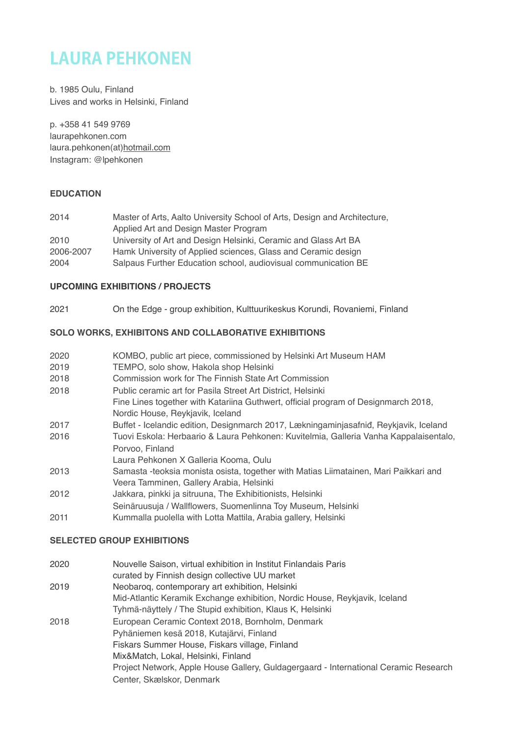# LAURA PEHKONEN

b. 1985 Oulu, Finland
Lives and works in Helsinki, Finland

p. +358 41 549 9769
laurapehkonen.com
laura.pehkonen(at)hotmail.com
Instagram: @lpehkonen

## EDUCATION

| | |
|---|---|
| 2014 | Master of Arts, Aalto University School of Arts, Design and Architecture, Applied Art and Design Master Program |
| 2010 | University of Art and Design Helsinki, Ceramic and Glass Art BA |
| 2006-2007 | Hamk University of Applied sciences, Glass and Ceramic design |
| 2004 | Salpaus Further Education school, audiovisual communication BE |

## UPCOMING EXHIBITIONS / PROJECTS

| | |
|---|---|
| 2021 | On the Edge - group exhibition, Kulttuurikeskus Korundi, Rovaniemi, Finland |

## SOLO WORKS, EXHIBITONS AND COLLABORATIVE EXHIBITIONS

| | |
|---|---|
| 2020 | KOMBO, public art piece, commissioned by Helsinki Art Museum HAM |
| 2019 | TEMPO, solo show, Hakola shop Helsinki |
| 2018 | Commission work for The Finnish State Art Commission |
| 2018 | Public ceramic art for Pasila Street Art District, Helsinki |
| | Fine Lines together with Katariina Guthwert, official program of Designmarch 2018, Nordic House, Reykjavik, Iceland |
| 2017 | Buffet - Icelandic edition, Designmarch 2017, Lækningaminjasafnið, Reykjavik, Iceland |
| 2016 | Tuovi Eskola: Herbaario & Laura Pehkonen: Kuvitelmia, Galleria Vanha Kappalaisentalo, Porvoo, Finland |
| | Laura Pehkonen X Galleria Kooma, Oulu |
| 2013 | Samasta -teoksia monista osista, together with Matias Liimatainen, Mari Paikkari and Veera Tamminen, Gallery Arabia, Helsinki |
| 2012 | Jakkara, pinkki ja sitruuna, The Exhibitionists, Helsinki |
| | Seinäruusuja / Wallflowers, Suomenlinna Toy Museum, Helsinki |
| 2011 | Kummalla puolella with Lotta Mattila, Arabia gallery, Helsinki |

## SELECTED GROUP EXHIBITIONS

| | |
|---|---|
| 2020 | Nouvelle Saison, virtual exhibition in Institut Finlandais Paris curated by Finnish design collective UU market |
| 2019 | Neobaroq, contemporary art exhibition, Helsinki |
| | Mid-Atlantic Keramik Exchange exhibition, Nordic House, Reykjavik, Iceland |
| | Tyhmä-näyttely / The Stupid exhibition, Klaus K, Helsinki |
| 2018 | European Ceramic Context 2018, Bornholm, Denmark |
| | Pyhäniemen kesä 2018, Kutajärvi, Finland |
| | Fiskars Summer House, Fiskars village, Finland |
| | Mix&Match, Lokal, Helsinki, Finland |
| | Project Network, Apple House Gallery, Guldagergaard - International Ceramic Research Center, Skælskor, Denmark |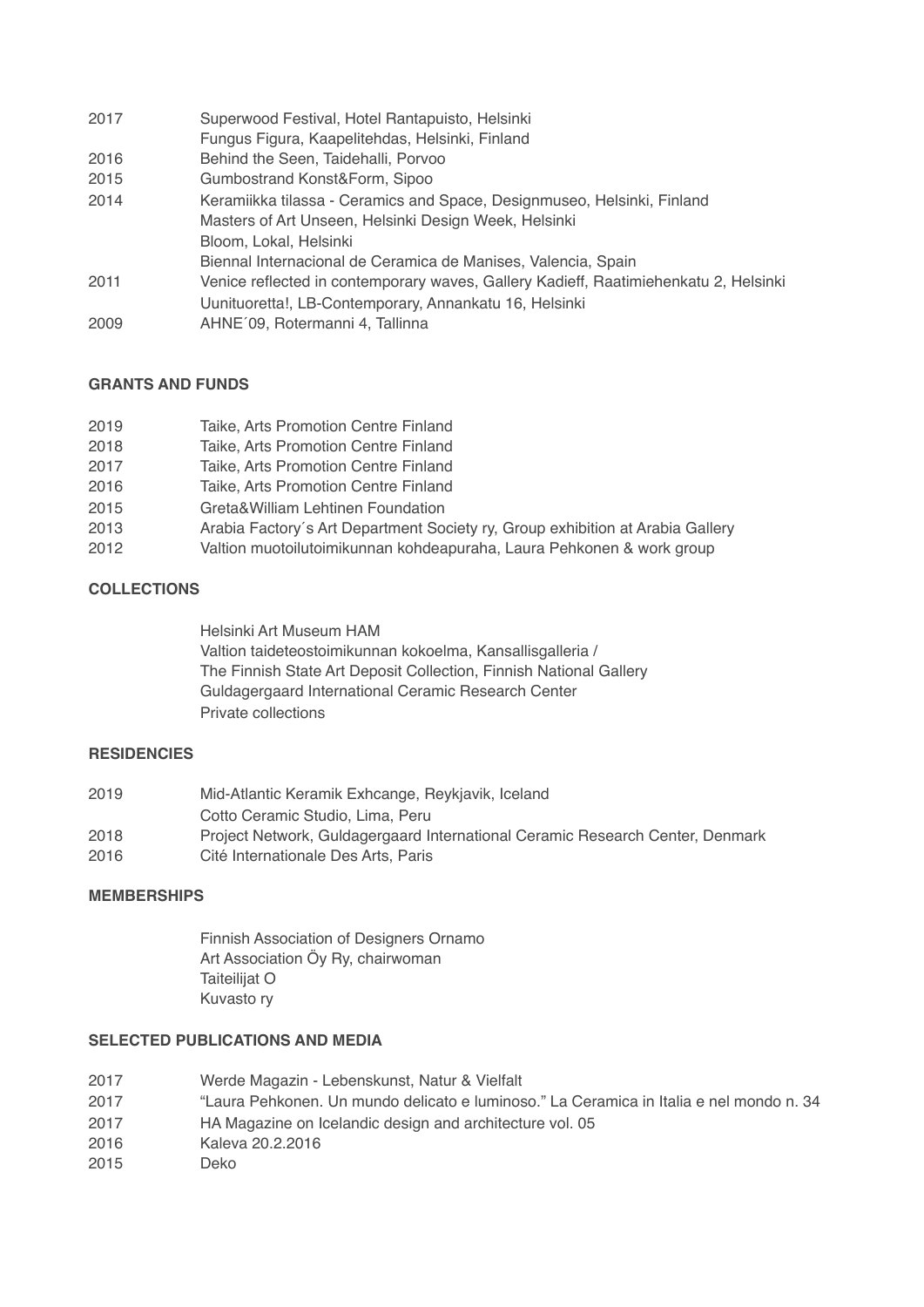| | |
|---|---|
| 2017 | Superwood Festival, Hotel Rantapuisto, Helsinki |
| | Fungus Figura, Kaapelitehdas, Helsinki, Finland |
| 2016 | Behind the Seen, Taidehalli, Porvoo |
| 2015 | Gumbostrand Konst&Form, Sipoo |
| 2014 | Keramiikka tilassa - Ceramics and Space, Designmuseo, Helsinki, Finland |
| | Masters of Art Unseen, Helsinki Design Week, Helsinki |
| | Bloom, Lokal, Helsinki |
| | Biennal Internacional de Ceramica de Manises, Valencia, Spain |
| 2011 | Venice reflected in contemporary waves, Gallery Kadieff, Raatimiehenkatu 2, Helsinki |
| | Uunituoretta!, LB-Contemporary, Annankatu 16, Helsinki |
| 2009 | AHNE´09, Rotermanni 4, Tallinna |

## GRANTS AND FUNDS

| | |
|---|---|
| 2019 | Taike, Arts Promotion Centre Finland |
| 2018 | Taike, Arts Promotion Centre Finland |
| 2017 | Taike, Arts Promotion Centre Finland |
| 2016 | Taike, Arts Promotion Centre Finland |
| 2015 | Greta&William Lehtinen Foundation |
| 2013 | Arabia Factory´s Art Department Society ry, Group exhibition at Arabia Gallery |
| 2012 | Valtion muotoilutoimikunnan kohdeapuraha, Laura Pehkonen & work group |

## COLLECTIONS

Helsinki Art Museum HAM
Valtion taideteostoimikunnan kokoelma, Kansallisgalleria /
The Finnish State Art Deposit Collection, Finnish National Gallery
Guldagergaard International Ceramic Research Center
Private collections

## RESIDENCIES

| | |
|---|---|
| 2019 | Mid-Atlantic Keramik Exhcange, Reykjavik, Iceland |
| | Cotto Ceramic Studio, Lima, Peru |
| 2018 | Project Network, Guldagergaard International Ceramic Research Center, Denmark |
| 2016 | Cité Internationale Des Arts, Paris |

## MEMBERSHIPS

Finnish Association of Designers Ornamo
Art Association Öy Ry, chairwoman
Taiteilijat O
Kuvasto ry

## SELECTED PUBLICATIONS AND MEDIA

| | |
|---|---|
| 2017 | Werde Magazin - Lebenskunst, Natur & Vielfalt |
| 2017 | "Laura Pehkonen. Un mundo delicato e luminoso." La Ceramica in Italia e nel mondo n. 34 |
| 2017 | HA Magazine on Icelandic design and architecture vol. 05 |
| 2016 | Kaleva 20.2.2016 |
| 2015 | Deko |